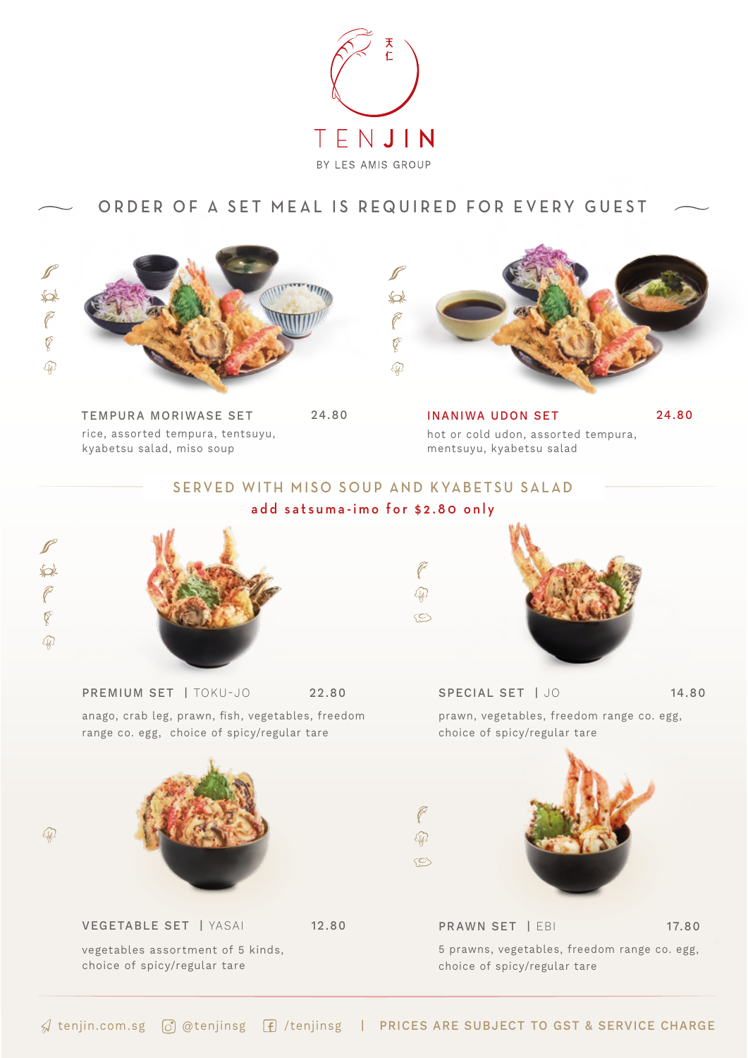# TENJIN

天仁

BY LES AMIS GROUP

## ORDER OF A SET MEAL IS REQUIRED FOR EVERY GUEST

**TEMPURA MORIWASE SET** 24.80

rice, assorted tempura, tentsuyu, kyabetsu salad, miso soup

**INANIWA UDON SET** 24.80

hot or cold udon, assorted tempura, mentsuyu, kyabetsu salad

## SERVED WITH MISO SOUP AND KYABETSU SALAD

add satsuma-imo for $2.80 only

**PREMIUM SET** | TOKU-JO 22.80

anago, crab leg, prawn, fish, vegetables, freedom range co. egg, choice of spicy/regular tare

**SPECIAL SET** | JO 14.80

prawn, vegetables, freedom range co. egg, choice of spicy/regular tare

**VEGETABLE SET** | YASAI 12.80

vegetables assortment of 5 kinds, choice of spicy/regular tare

**PRAWN SET** | EBI 17.80

5 prawns, vegetables, freedom range co. egg, choice of spicy/regular tare

tenjin.com.sg @tenjinsg /tenjinsg | PRICES ARE SUBJECT TO GST & SERVICE CHARGE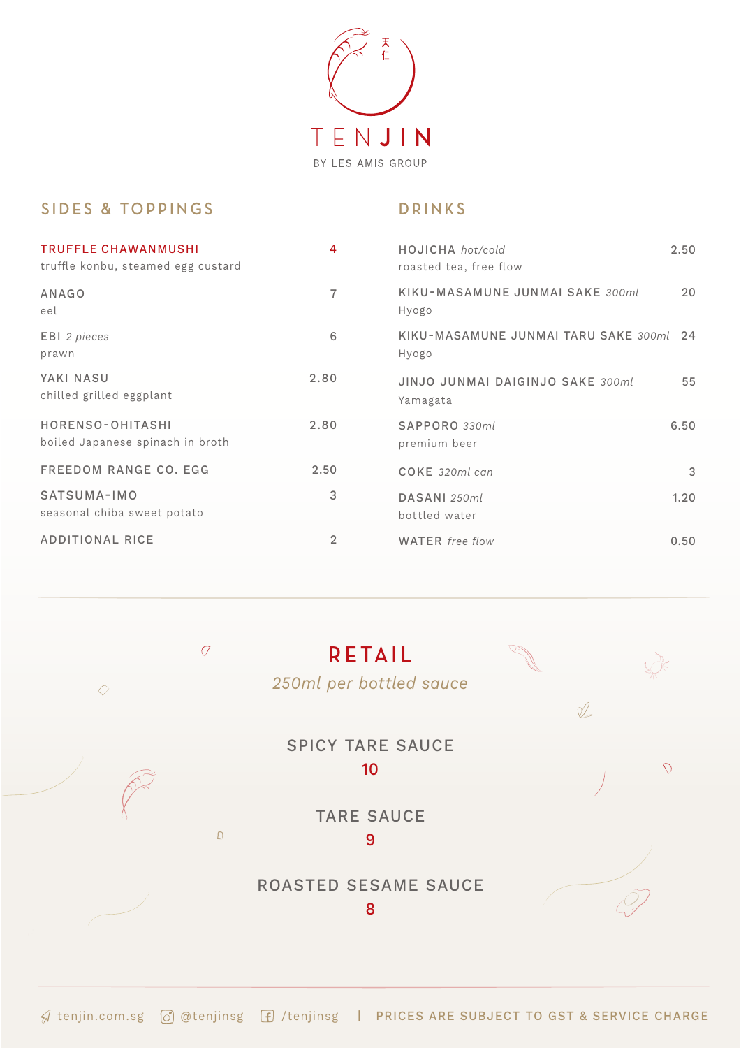天仁

# TENJIN

BY LES AMIS GROUP

## SIDES & TOPPINGS

**TRUFFLE CHAWANMUSHI** — 4
truffle konbu, steamed egg custard

**ANAGO** — 7
eel

**EBI** *2 pieces* — 6
prawn

**YAKI NASU** — 2.80
chilled grilled eggplant

**HORENSO-OHITASHI** — 2.80
boiled Japanese spinach in broth

**FREEDOM RANGE CO. EGG** — 2.50

**SATSUMA-IMO** — 3
seasonal chiba sweet potato

**ADDITIONAL RICE** — 2

## DRINKS

**HOJICHA** *hot/cold* — 2.50
roasted tea, free flow

**KIKU-MASAMUNE JUNMAI SAKE** *300ml* — 20
Hyogo

**KIKU-MASAMUNE JUNMAI TARU SAKE** *300ml* — 24
Hyogo

**JINJO JUNMAI DAIGINJO SAKE** *300ml* — 55
Yamagata

**SAPPORO** *330ml* — 6.50
premium beer

**COKE** *320ml can* — 3

**DASANI** *250ml* — 1.20
bottled water

**WATER** *free flow* — 0.50

## RETAIL

*250ml per bottled sauce*

**SPICY TARE SAUCE**
10

**TARE SAUCE**
9

**ROASTED SESAME SAUCE**
8

tenjin.com.sg | @tenjinsg | /tenjinsg | PRICES ARE SUBJECT TO GST & SERVICE CHARGE